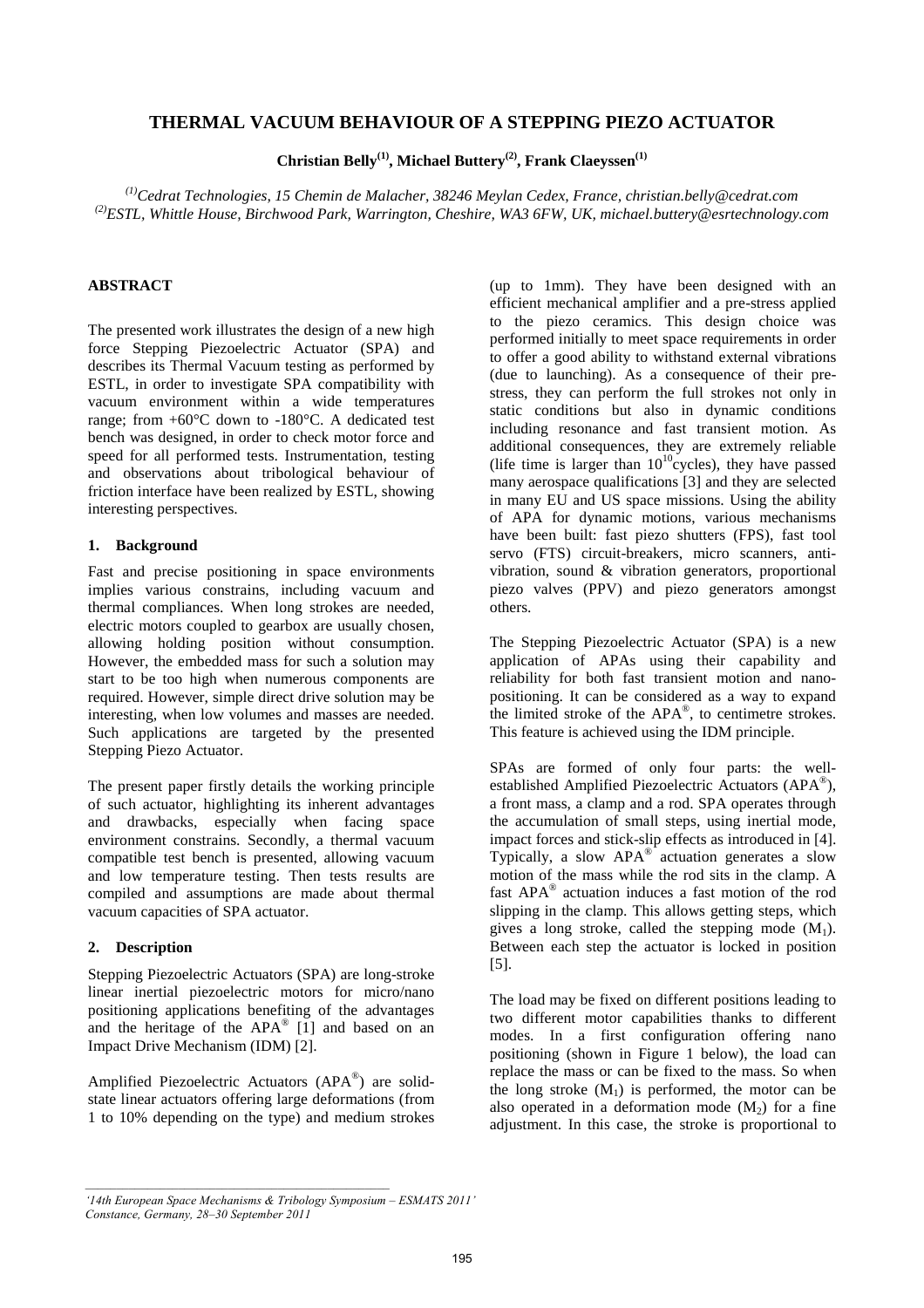# THERMAL VACUUM BEHAVIOUR OF A STEPPING PIEZO ACTUATOR

**Christian Belly[1], Michael Buttery[2], Frank Claeyssen[1]**

*[1] Cedrat Technologies, 15 Chemin de Malacher, 38246 Meylan Cedex, France, christian.belly@cedrat.com*
*[2] ESTL, Whittle House, Birchwood Park, Warrington, Cheshire, WA3 6FW, UK, michael.buttery@esrtechnology.com*

## ABSTRACT

The presented work illustrates the design of a new high force Stepping Piezoelectric Actuator (SPA) and describes its Thermal Vacuum testing as performed by ESTL, in order to investigate SPA compatibility with vacuum environment within a wide temperatures range; from +60°C down to -180°C. A dedicated test bench was designed, in order to check motor force and speed for all performed tests. Instrumentation, testing and observations about tribological behaviour of friction interface have been realized by ESTL, showing interesting perspectives.

## 1. Background

Fast and precise positioning in space environments implies various constrains, including vacuum and thermal compliances. When long strokes are needed, electric motors coupled to gearbox are usually chosen, allowing holding position without consumption. However, the embedded mass for such a solution may start to be too high when numerous components are required. However, simple direct drive solution may be interesting, when low volumes and masses are needed. Such applications are targeted by the presented Stepping Piezo Actuator.

The present paper firstly details the working principle of such actuator, highlighting its inherent advantages and drawbacks, especially when facing space environment constrains. Secondly, a thermal vacuum compatible test bench is presented, allowing vacuum and low temperature testing. Then tests results are compiled and assumptions are made about thermal vacuum capacities of SPA actuator.

## 2. Description

Stepping Piezoelectric Actuators (SPA) are long-stroke linear inertial piezoelectric motors for micro/nano positioning applications benefiting of the advantages and the heritage of the APA® [1] and based on an Impact Drive Mechanism (IDM) [2].

Amplified Piezoelectric Actuators (APA®) are solid-state linear actuators offering large deformations (from 1 to 10% depending on the type) and medium strokes (up to 1mm). They have been designed with an efficient mechanical amplifier and a pre-stress applied to the piezo ceramics. This design choice was performed initially to meet space requirements in order to offer a good ability to withstand external vibrations (due to launching). As a consequence of their pre-stress, they can perform the full strokes not only in static conditions but also in dynamic conditions including resonance and fast transient motion. As additional consequences, they are extremely reliable (life time is larger than $10^{10}$cycles), they have passed many aerospace qualifications [3] and they are selected in many EU and US space missions. Using the ability of APA for dynamic motions, various mechanisms have been built: fast piezo shutters (FPS), fast tool servo (FTS) circuit-breakers, micro scanners, anti-vibration, sound & vibration generators, proportional piezo valves (PPV) and piezo generators amongst others.

The Stepping Piezoelectric Actuator (SPA) is a new application of APAs using their capability and reliability for both fast transient motion and nano-positioning. It can be considered as a way to expand the limited stroke of the APA®, to centimetre strokes. This feature is achieved using the IDM principle.

SPAs are formed of only four parts: the well-established Amplified Piezoelectric Actuators (APA®), a front mass, a clamp and a rod. SPA operates through the accumulation of small steps, using inertial mode, impact forces and stick-slip effects as introduced in [4]. Typically, a slow APA® actuation generates a slow motion of the mass while the rod sits in the clamp. A fast APA® actuation induces a fast motion of the rod slipping in the clamp. This allows getting steps, which gives a long stroke, called the stepping mode ($M_1$). Between each step the actuator is locked in position [5].

The load may be fixed on different positions leading to two different motor capabilities thanks to different modes. In a first configuration offering nano positioning (shown in Figure 1 below), the load can replace the mass or can be fixed to the mass. So when the long stroke ($M_1$) is performed, the motor can be also operated in a deformation mode ($M_2$) for a fine adjustment. In this case, the stroke is proportional to

*'14th European Space Mechanisms & Tribology Symposium – ESMATS 2011' Constance, Germany, 28–30 September 2011*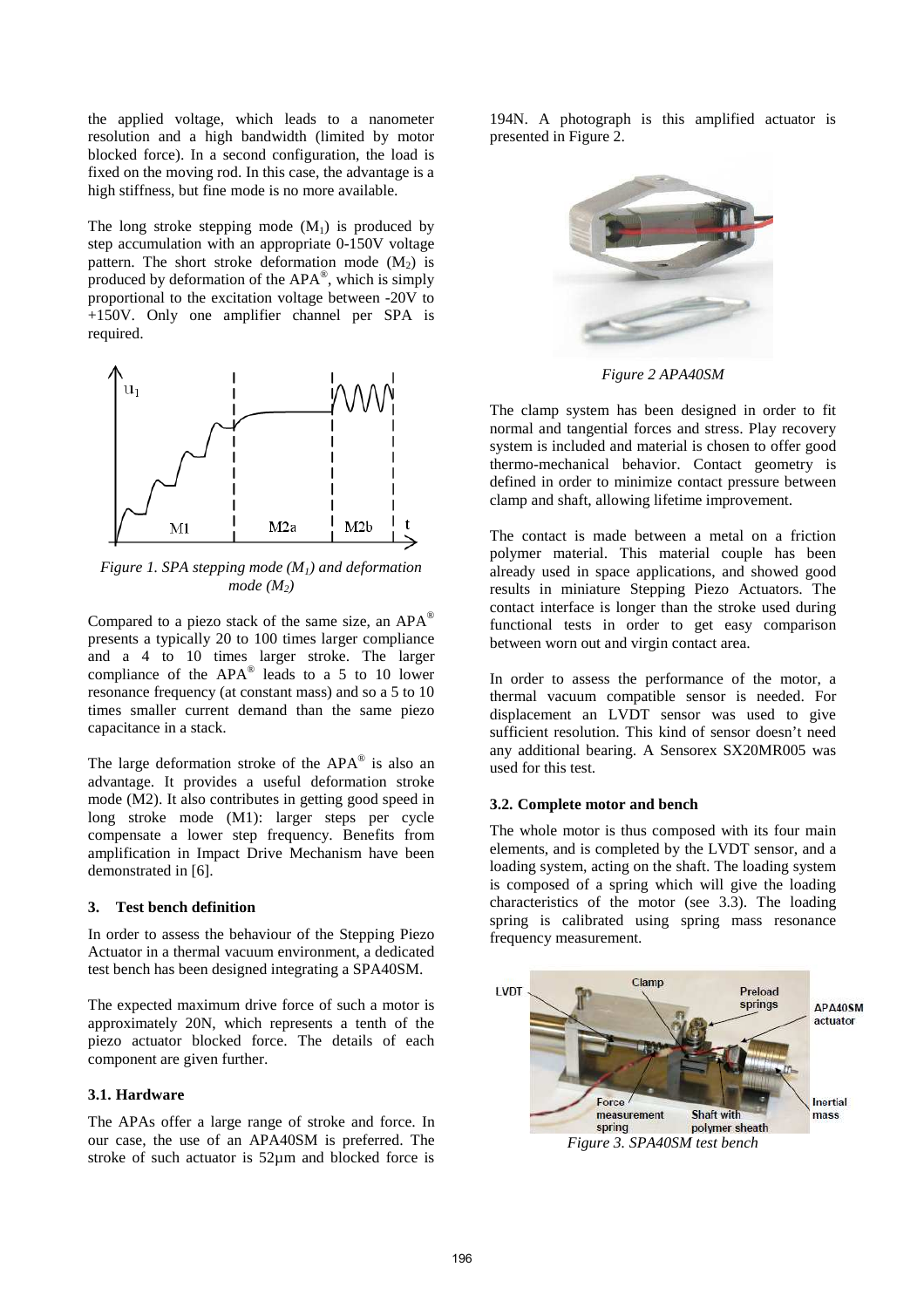the applied voltage, which leads to a nanometer resolution and a high bandwidth (limited by motor blocked force). In a second configuration, the load is fixed on the moving rod. In this case, the advantage is a high stiffness, but fine mode is no more available.

The long stroke stepping mode ($M_1$) is produced by step accumulation with an appropriate 0-150V voltage pattern. The short stroke deformation mode ($M_2$) is produced by deformation of the APA®, which is simply proportional to the excitation voltage between -20V to +150V. Only one amplifier channel per SPA is required.

u1

M1

M2a

M2b

t

*Figure 1. SPA stepping mode ($M_1$) and deformation mode ($M_2$)*

Compared to a piezo stack of the same size, an APA® presents a typically 20 to 100 times larger compliance and a 4 to 10 times larger stroke. The larger compliance of the APA® leads to a 5 to 10 lower resonance frequency (at constant mass) and so a 5 to 10 times smaller current demand than the same piezo capacitance in a stack.

The large deformation stroke of the APA® is also an advantage. It provides a useful deformation stroke mode (M2). It also contributes in getting good speed in long stroke mode (M1): larger steps per cycle compensate a lower step frequency. Benefits from amplification in Impact Drive Mechanism have been demonstrated in [6].

## 3. Test bench definition

In order to assess the behaviour of the Stepping Piezo Actuator in a thermal vacuum environment, a dedicated test bench has been designed integrating a SPA40SM.

The expected maximum drive force of such a motor is approximately 20N, which represents a tenth of the piezo actuator blocked force. The details of each component are given further.

### 3.1. Hardware

The APAs offer a large range of stroke and force. In our case, the use of an APA40SM is preferred. The stroke of such actuator is 52µm and blocked force is 194N. A photograph is this amplified actuator is presented in Figure 2.

*Figure 2 APA40SM*

The clamp system has been designed in order to fit normal and tangential forces and stress. Play recovery system is included and material is chosen to offer good thermo-mechanical behavior. Contact geometry is defined in order to minimize contact pressure between clamp and shaft, allowing lifetime improvement.

The contact is made between a metal on a friction polymer material. This material couple has been already used in space applications, and showed good results in miniature Stepping Piezo Actuators. The contact interface is longer than the stroke used during functional tests in order to get easy comparison between worn out and virgin contact area.

In order to assess the performance of the motor, a thermal vacuum compatible sensor is needed. For displacement an LVDT sensor was used to give sufficient resolution. This kind of sensor doesn't need any additional bearing. A Sensorex SX20MR005 was used for this test.

### 3.2. Complete motor and bench

The whole motor is thus composed with its four main elements, and is completed by the LVDT sensor, and a loading system, acting on the shaft. The loading system is composed of a spring which will give the loading characteristics of the motor (see 3.3). The loading spring is calibrated using spring mass resonance frequency measurement.

LVDT

Clamp

Preload springs

APA40SM actuator

Force measurement spring

Shaft with polymer sheath

Inertial mass

*Figure 3. SPA40SM test bench*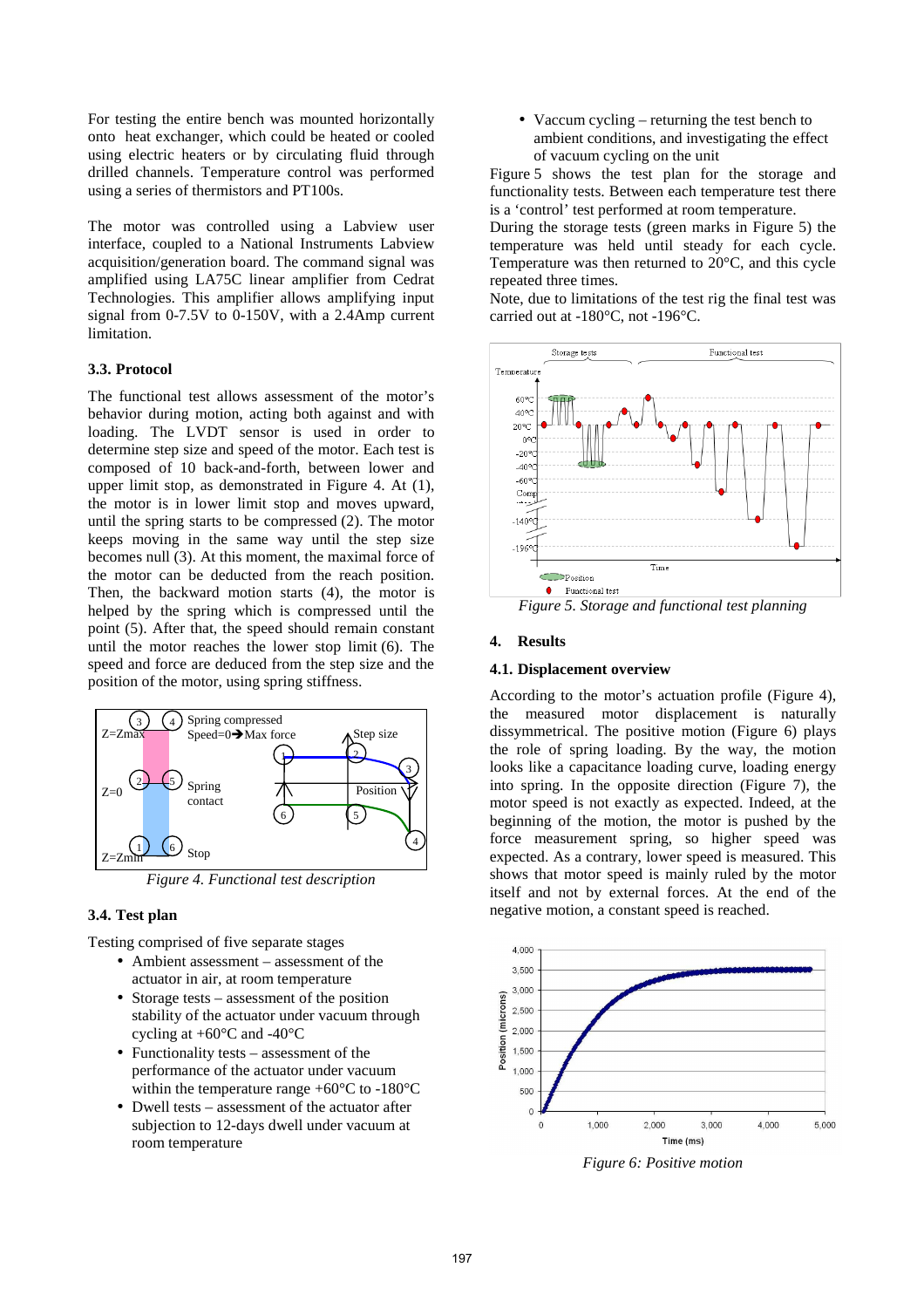For testing the entire bench was mounted horizontally onto heat exchanger, which could be heated or cooled using electric heaters or by circulating fluid through drilled channels. Temperature control was performed using a series of thermistors and PT100s.

The motor was controlled using a Labview user interface, coupled to a National Instruments Labview acquisition/generation board. The command signal was amplified using LA75C linear amplifier from Cedrat Technologies. This amplifier allows amplifying input signal from 0-7.5V to 0-150V, with a 2.4Amp current limitation.

### 3.3. Protocol

The functional test allows assessment of the motor's behavior during motion, acting both against and with loading. The LVDT sensor is used in order to determine step size and speed of the motor. Each test is composed of 10 back-and-forth, between lower and upper limit stop, as demonstrated in Figure 4. At (1), the motor is in lower limit stop and moves upward, until the spring starts to be compressed (2). The motor keeps moving in the same way until the step size becomes null (3). At this moment, the maximal force of the motor can be deducted from the reach position. Then, the backward motion starts (4), the motor is helped by the spring which is compressed until the point (5). After that, the speed should remain constant until the motor reaches the lower stop limit (6). The speed and force are deduced from the step size and the position of the motor, using spring stiffness.

Z=Zmax
Z=0
Z=Zmin
Spring compressed
Speed=0→Max force
Spring contact
Stop
Step size
Position
1 2 3 4 5 6

*Figure 4. Functional test description*

### 3.4. Test plan

Testing comprised of five separate stages

- Ambient assessment – assessment of the actuator in air, at room temperature
- Storage tests – assessment of the position stability of the actuator under vacuum through cycling at +60°C and -40°C
- Functionality tests – assessment of the performance of the actuator under vacuum within the temperature range +60°C to -180°C
- Dwell tests – assessment of the actuator after subjection to 12-days dwell under vacuum at room temperature
- Vaccum cycling – returning the test bench to ambient conditions, and investigating the effect of vacuum cycling on the unit

Figure 5 shows the test plan for the storage and functionality tests. Between each temperature test there is a 'control' test performed at room temperature.

During the storage tests (green marks in Figure 5) the temperature was held until steady for each cycle. Temperature was then returned to 20°C, and this cycle repeated three times.

Note, due to limitations of the test rig the final test was carried out at -180°C, not -196°C.

Storage tests
Functional test
Temperature
60°C
40°C
20°C
0°C
-20°C
-40°C
-60°C
Comp
-140°C
-196°C
Time
Position
Functional test

*Figure 5. Storage and functional test planning*

## 4. Results

### 4.1. Displacement overview

According to the motor's actuation profile (Figure 4), the measured motor displacement is naturally dissymmetrical. The positive motion (Figure 6) plays the role of spring loading. By the way, the motion looks like a capacitance loading curve, loading energy into spring. In the opposite direction (Figure 7), the motor speed is not exactly as expected. Indeed, at the beginning of the motion, the motor is pushed by the force measurement spring, so higher speed was expected. As a contrary, lower speed is measured. This shows that motor speed is mainly ruled by the motor itself and not by external forces. At the end of the negative motion, a constant speed is reached.

Position (microns)
4,000
3,500
3,000
2,500
2,000
1,500
1,000
500
0
0
1,000
2,000
3,000
4,000
5,000
Time (ms)

*Figure 6: Positive motion*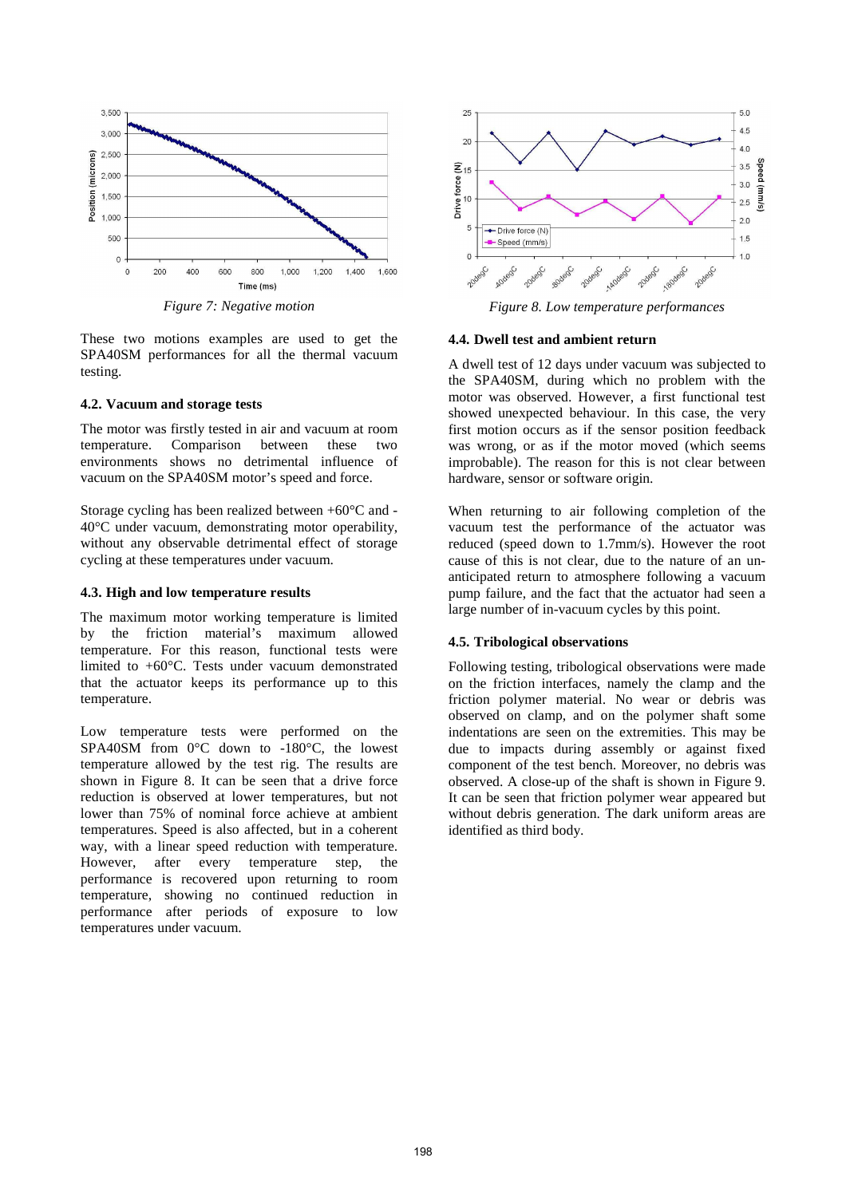3,500
3,000
2,500
2,000
1,500
1,000
500
0

Position (microns)

0 200 400 600 800 1,000 1,200 1,400 1,600

Time (ms)

*Figure 7: Negative motion*

25
20
15
10
5
0

Drive force (N)

5.0
4.5
4.0
3.5
3.0
2.5
2.0
1.5
1.0

Speed (mm/s)

Drive force (N)
Speed (mm/s)

20degC -40degC 20degC -80degC 20degC -140degC 20degC -180degC 20degC

*Figure 8. Low temperature performances*

These two motions examples are used to get the SPA40SM performances for all the thermal vacuum testing.

### 4.2. Vacuum and storage tests

The motor was firstly tested in air and vacuum at room temperature. Comparison between these two environments shows no detrimental influence of vacuum on the SPA40SM motor's speed and force.

Storage cycling has been realized between +60°C and -40°C under vacuum, demonstrating motor operability, without any observable detrimental effect of storage cycling at these temperatures under vacuum.

### 4.3. High and low temperature results

The maximum motor working temperature is limited by the friction material's maximum allowed temperature. For this reason, functional tests were limited to +60°C. Tests under vacuum demonstrated that the actuator keeps its performance up to this temperature.

Low temperature tests were performed on the SPA40SM from 0°C down to -180°C, the lowest temperature allowed by the test rig. The results are shown in Figure 8. It can be seen that a drive force reduction is observed at lower temperatures, but not lower than 75% of nominal force achieve at ambient temperatures. Speed is also affected, but in a coherent way, with a linear speed reduction with temperature. However, after every temperature step, the performance is recovered upon returning to room temperature, showing no continued reduction in performance after periods of exposure to low temperatures under vacuum.

### 4.4. Dwell test and ambient return

A dwell test of 12 days under vacuum was subjected to the SPA40SM, during which no problem with the motor was observed. However, a first functional test showed unexpected behaviour. In this case, the very first motion occurs as if the sensor position feedback was wrong, or as if the motor moved (which seems improbable). The reason for this is not clear between hardware, sensor or software origin.

When returning to air following completion of the vacuum test the performance of the actuator was reduced (speed down to 1.7mm/s). However the root cause of this is not clear, due to the nature of an un-anticipated return to atmosphere following a vacuum pump failure, and the fact that the actuator had seen a large number of in-vacuum cycles by this point.

### 4.5. Tribological observations

Following testing, tribological observations were made on the friction interfaces, namely the clamp and the friction polymer material. No wear or debris was observed on clamp, and on the polymer shaft some indentations are seen on the extremities. This may be due to impacts during assembly or against fixed component of the test bench. Moreover, no debris was observed. A close-up of the shaft is shown in Figure 9. It can be seen that friction polymer wear appeared but without debris generation. The dark uniform areas are identified as third body.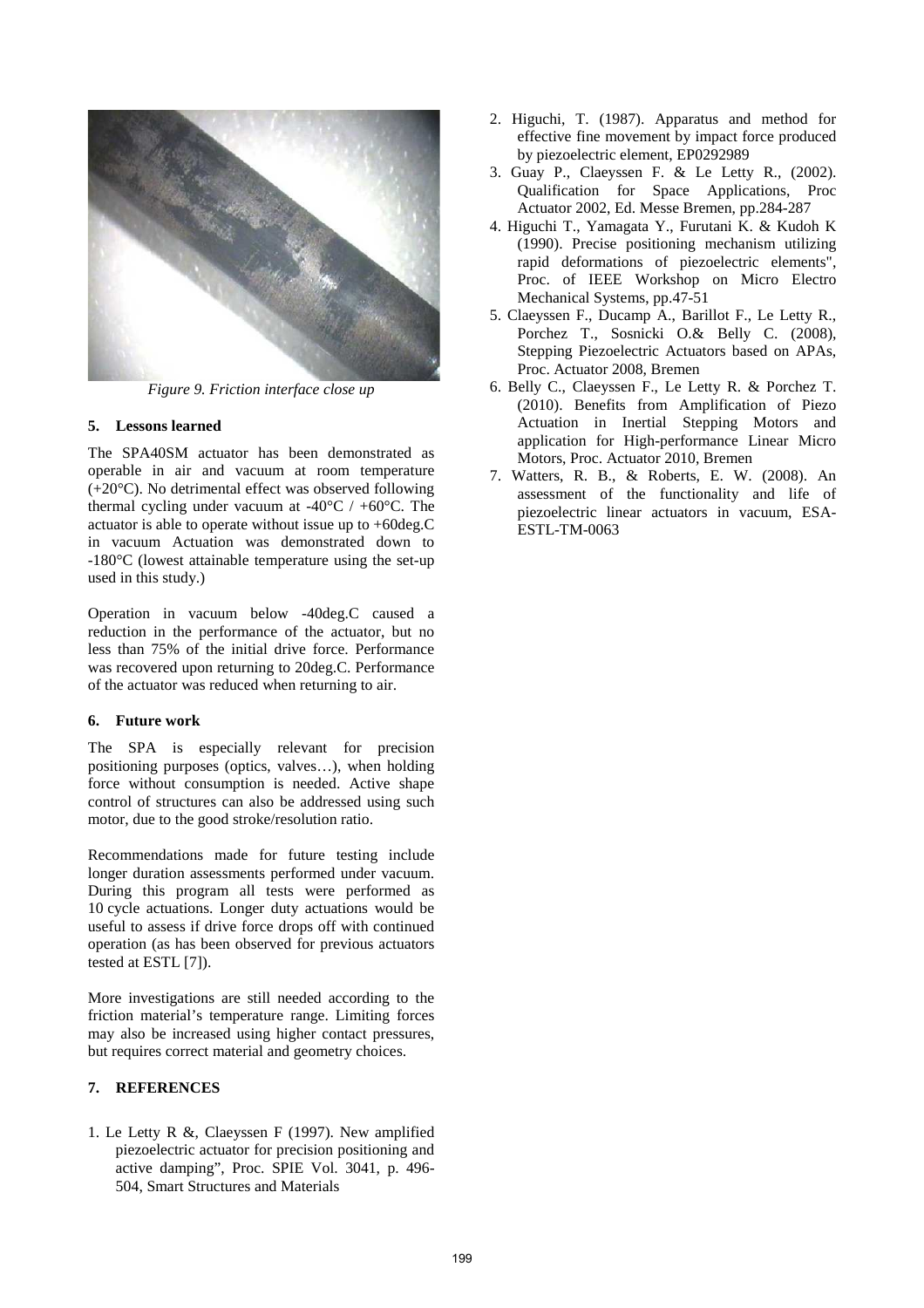*Figure 9. Friction interface close up*

## 5. Lessons learned

The SPA40SM actuator has been demonstrated as operable in air and vacuum at room temperature (+20°C). No detrimental effect was observed following thermal cycling under vacuum at -40°C / +60°C. The actuator is able to operate without issue up to +60deg.C in vacuum Actuation was demonstrated down to -180°C (lowest attainable temperature using the set-up used in this study.)

Operation in vacuum below -40deg.C caused a reduction in the performance of the actuator, but no less than 75% of the initial drive force. Performance was recovered upon returning to 20deg.C. Performance of the actuator was reduced when returning to air.

## 6. Future work

The SPA is especially relevant for precision positioning purposes (optics, valves…), when holding force without consumption is needed. Active shape control of structures can also be addressed using such motor, due to the good stroke/resolution ratio.

Recommendations made for future testing include longer duration assessments performed under vacuum. During this program all tests were performed as 10 cycle actuations. Longer duty actuations would be useful to assess if drive force drops off with continued operation (as has been observed for previous actuators tested at ESTL [7]).

More investigations are still needed according to the friction material's temperature range. Limiting forces may also be increased using higher contact pressures, but requires correct material and geometry choices.

## 7. REFERENCES

1. Le Letty R &, Claeyssen F (1997). New amplified piezoelectric actuator for precision positioning and active damping", Proc. SPIE Vol. 3041, p. 496-504, Smart Structures and Materials
2. Higuchi, T. (1987). Apparatus and method for effective fine movement by impact force produced by piezoelectric element, EP0292989
3. Guay P., Claeyssen F. & Le Letty R., (2002). Qualification for Space Applications, Proc Actuator 2002, Ed. Messe Bremen, pp.284-287
4. Higuchi T., Yamagata Y., Furutani K. & Kudoh K (1990). Precise positioning mechanism utilizing rapid deformations of piezoelectric elements", Proc. of IEEE Workshop on Micro Electro Mechanical Systems, pp.47-51
5. Claeyssen F., Ducamp A., Barillot F., Le Letty R., Porchez T., Sosnicki O.& Belly C. (2008), Stepping Piezoelectric Actuators based on APAs, Proc. Actuator 2008, Bremen
6. Belly C., Claeyssen F., Le Letty R. & Porchez T. (2010). Benefits from Amplification of Piezo Actuation in Inertial Stepping Motors and application for High-performance Linear Micro Motors, Proc. Actuator 2010, Bremen
7. Watters, R. B., & Roberts, E. W. (2008). An assessment of the functionality and life of piezoelectric linear actuators in vacuum, ESA-ESTL-TM-0063